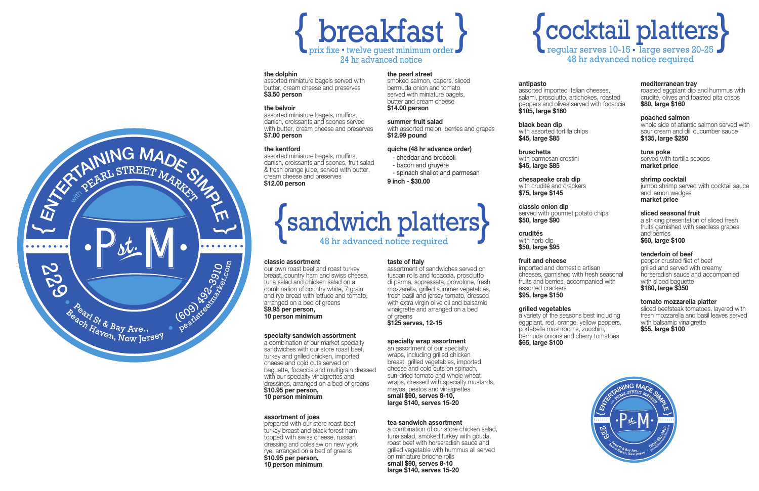ENTERTAINING MADE SIMPLE with PEARL STREET MARKET

P st. M

229 Pearl St & Bay Ave., Beach Haven, New Jersey

(609) 492-3910 pearlstreetmarket.com

# breakfast

prix fixe • twelve guest minimum order
24 hr advanced notice

**the dolphin**
assorted miniature bagels served with butter, cream cheese and preserves
**$3.50 person**

**the belvoir**
assorted miniature bagels, muffins, danish, croissants and scones served with butter, cream cheese and preserves
**$7.00 person**

**the kentford**
assorted miniature bagels, muffins, danish, croissants and scones, fruit salad & fresh orange juice, served with butter, cream cheese and preserves
**$12.00 person**

**the pearl street**
smoked salmon, capers, sliced bermuda onion and tomato served with miniature bagels, butter and cream cheese
**$14.00 person**

**summer fruit salad**
with assorted melon, berries and grapes
**$12.99 pound**

**quiche (48 hr advance order)**
- cheddar and broccoli
- bacon and gruyere
- spinach shallot and parmesan

**9 inch - $30.00**

# sandwich platters

48 hr advanced notice required

**classic assortment**
our own roast beef and roast turkey breast, country ham and swiss cheese, tuna salad and chicken salad on a combination of country white, 7 grain and rye bread with lettuce and tomato, arranged on a bed of greens
**$9.95 per person,**
**10 person minimum**

**specialty sandwich assortment**
a combination of our market specialty sandwiches with our store roast beef, turkey and grilled chicken, imported cheese and cold cuts served on baguette, focaccia and multigrain dressed with our specialty vinaigrettes and dressings, arranged on a bed of greens
**$10.95 per person,**
**10 person minimum**

**assortment of joes**
prepared with our store roast beef, turkey breast and black forest ham topped with swiss cheese, russian dressing and coleslaw on new york rye, arranged on a bed of greens
**$10.95 per person,**
**10 person minimum**

**taste of Italy**
assortment of sandwiches served on tuscan rolls and focaccia, prosciutto di parma, sopressata, provolone, fresh mozzarella, grilled summer vegetables, fresh basil and jersey tomato, dressed with extra virgin olive oil and balsamic vinaigrette and arranged on a bed of greens
**$125 serves, 12-15**

**specialty wrap assortment**
an assortment of our specialty wraps, including grilled chicken breast, grilled vegetables, imported cheese and cold cuts on spinach, sun-dried tomato and whole wheat wraps, dressed with specialty mustards, mayos, pestos and vinaigrettes
**small $90, serves 8-10,**
**large $140, serves 15-20**

**tea sandwich assortment**
a combination of our store chicken salad, tuna salad, smoked turkey with gouda, roast beef with horseradish sauce and grilled vegetable with hummus all served on miniature brioche rolls
**small $90, serves 8-10**
**large $140, serves 15-20**

# cocktail platters

regular serves 10-15 • large serves 20-25
48 hr advanced notice required

**antipasto**
assorted imported Italian cheeses, salami, prosciutto, artichokes, roasted peppers and olives served with focaccia
**$105, large $160**

**black bean dip**
with assorted tortilla chips
**$45, large $85**

**bruschetta**
with parmesan crostini
**$45, large $85**

**chesapeake crab dip**
with crudité and crackers
**$75, large $145**

**classic onion dip**
served with gourmet potato chips
**$50, large $90**

**crudités**
with herb dip
**$50, large $95**

**fruit and cheese**
imported and domestic artisan cheeses, garnished with fresh seasonal fruits and berries, accompanied with assorted crackers
**$95, large $150**

**grilled vegetables**
a variety of the seasons best including eggplant, red, orange, yellow peppers, portabella mushrooms, zucchini, bermuda onions and cherry tomatoes
**$65, large $100**

**mediterranean tray**
roasted eggplant dip and hummus with crudité, olives and toasted pita crisps
**$80, large $160**

**poached salmon**
whole side of atlantic salmon served with sour cream and dill cucumber sauce
**$135, large $250**

**tuna poke**
served with tortilla scoops
**market price**

**shrimp cocktail**
jumbo shrimp served with cocktail sauce and lemon wedges
**market price**

**sliced seasonal fruit**
a striking presentation of sliced fresh fruits garnished with seedless grapes and berries
**$60, large $100**

**tenderloin of beef**
pepper crusted filet of beef grilled and served with creamy horseradish sauce and accompanied with sliced baguette
**$180, large $350**

**tomato mozzarella platter**
sliced beefsteak tomatoes, layered with fresh mozzarella and basil leaves served with balsamic vinaigrette
**$55, large $100**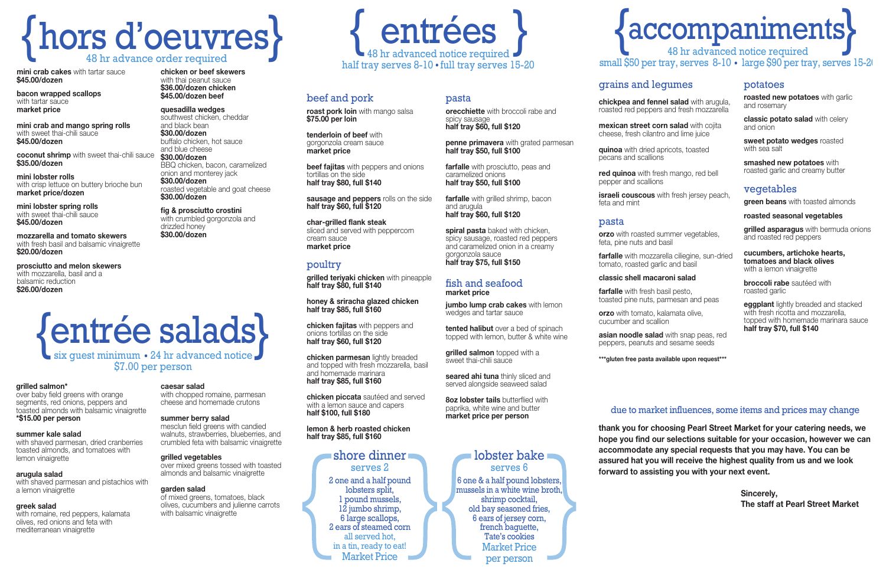# {hors d'oeuvres}

48 hr advance order required

**mini crab cakes** with tartar sauce
**$45.00/dozen**

**bacon wrapped scallops**
with tartar sauce
**market price**

**mini crab and mango spring rolls**
with sweet thai-chili sauce
**$45.00/dozen**

**coconut shrimp** with sweet thai-chili sauce
**$35.00/dozen**

**mini lobster rolls**
with crisp lettuce on buttery brioche bun
**market price/dozen**

**mini lobster spring rolls**
with sweet thai-chili sauce
**$45.00/dozen**

**mozzarella and tomato skewers**
with fresh basil and balsamic vinaigrette
**$20.00/dozen**

**prosciutto and melon skewers**
with mozzarella, basil and a balsamic reduction
**$26.00/dozen**

**chicken or beef skewers**
with thai peanut sauce
**$36.00/dozen chicken**
**$45.00/dozen beef**

**quesadilla wedges**
southwest chicken, cheddar and black bean
**$30.00/dozen**
buffalo chicken, hot sauce and blue cheese
**$30.00/dozen**
BBQ chicken, bacon, caramelized onion and monterey jack
**$30.00/dozen**
roasted vegetable and goat cheese
**$30.00/dozen**

**fig & prosciutto crostini**
with crumbled gorgonzola and drizzled honey
**$30.00/dozen**

# {entrée salads}

six guest minimum • 24 hr advanced notice
$7.00 per person

**grilled salmon***
over baby field greens with orange segments, red onions, peppers and toasted almonds with balsamic vinaigrette
***$15.00 per person**

**summer kale salad**
with shaved parmesan, dried cranberries toasted almonds, and tomatoes with lemon vinaigrette

**arugula salad**
with shaved parmesan and pistachios with a lemon vinaigrette

**greek salad**
with romaine, red peppers, kalamata olives, red onions and feta with mediterranean vinaigrette

**caesar salad**
with chopped romaine, parmesan cheese and homemade crutons

**summer berry salad**
mesclun field greens with candied walnuts, strawberries, blueberries, and crumbled feta with balsamic vinaigrette

**grilled vegetables**
over mixed greens tossed with toasted almonds and balsamic vinaigrette

**garden salad**
of mixed greens, tomatoes, black olives, cucumbers and julienne carrots with balsamic vinaigrette

# { entrées }

48 hr advanced notice required
half tray serves 8-10 • full tray serves 15-20

## beef and pork

**roast pork loin** with mango salsa
**$75.00 per loin**

**tenderloin of beef** with gorgonzola cream sauce
**market price**

**beef fajitas** with peppers and onions tortillas on the side
**half tray $80, full $140**

**sausage and peppers** rolls on the side
**half tray $60, full $120**

**char-grilled flank steak**
sliced and served with peppercorn cream sauce
**market price**

## poultry

**grilled teriyaki chicken** with pineapple
**half tray $80, full $140**

**honey & sriracha glazed chicken**
**half tray $85, full $160**

**chicken fajitas** with peppers and onions tortillas on the side
**half tray $60, full $120**

**chicken parmesan** lightly breaded and topped with fresh mozzarella, basil and homemade marinara
**half tray $85, full $160**

**chicken piccata** sautéed and served with a lemon sauce and capers
**half $100, full $180**

**lemon & herb roasted chicken**
**half tray $85, full $160**

## pasta

**orecchiette** with broccoli rabe and spicy sausage
**half tray $60, full $120**

**penne primavera** with grated parmesan
**half tray $50, full $100**

**farfalle** with prosciutto, peas and caramelized onions
**half tray $50, full $100**

**farfalle** with grilled shrimp, bacon and arugula
**half tray $60, full $120**

**spiral pasta** baked with chicken, spicy sausage, roasted red peppers and caramelized onion in a creamy gorgonzola sauce
**half tray $75, full $150**

## fish and seafood

**market price**

**jumbo lump crab cakes** with lemon wedges and tartar sauce

**tented halibut** over a bed of spinach topped with lemon, butter & white wine

**grilled salmon** topped with a sweet thai-chili sauce

**seared ahi tuna** thinly sliced and served alongside seaweed salad

**8oz lobster tails** butterflied with paprika, white wine and butter
**market price per person**

## shore dinner

serves 2

2 one and a half pound lobsters split,
1 pound mussels,
12 jumbo shrimp,
6 large scallops,
2 ears of steamed corn
all served hot,
in a tin, ready to eat!
Market Price

## lobster bake

serves 6

6 one & a half pound lobsters,
mussels in a white wine broth,
shrimp cocktail,
old bay seasoned fries,
6 ears of jersey corn,
french baguette,
Tate's cookies
Market Price
per person

# {accompaniments}

48 hr advanced notice required
small $50 per tray, serves 8-10 • large $90 per tray, serves 15-20

## grains and legumes

**chickpea and fennel salad** with arugula, roasted red peppers and fresh mozzarella

**mexican street corn salad** with cojita cheese, fresh cilantro and lime juice

**quinoa** with dried apricots, toasted pecans and scallions

**red quinoa** with fresh mango, red bell pepper and scallions

**israeli couscous** with fresh jersey peach, feta and mint

## pasta

**orzo** with roasted summer vegetables, feta, pine nuts and basil

**farfalle** with mozzarella ciliegine, sun-dried tomato, roasted garlic and basil

**classic shell macaroni salad**

**farfalle** with fresh basil pesto, toasted pine nuts, parmesan and peas

**orzo** with tomato, kalamata olive, cucumber and scallion

**asian noodle salad** with snap peas, red peppers, peanuts and sesame seeds

*****gluten free pasta available upon request*****

## potatoes

**roasted new potatoes** with garlic and rosemary

**classic potato salad** with celery and onion

**sweet potato wedges** roasted with sea salt

**smashed new potatoes** with roasted garlic and creamy butter

## vegetables

**green beans** with toasted almonds

**roasted seasonal vegetables**

**grilled asparagus** with bermuda onions and roasted red peppers

**cucumbers, artichoke hearts, tomatoes and black olives** with a lemon vinaigrette

**broccoli rabe** sautéed with roasted garlic

**eggplant** lightly breaded and stacked with fresh ricotta and mozzarella, topped with homemade marinara sauce
**half tray $70, full $140**

due to market influences, some items and prices may change

**thank you for choosing Pearl Street Market for your catering needs, we hope you find our selections suitable for your occasion, however we can accommodate any special requests that you may have. You can be assured hat you will receive the highest quality from us and we look forward to assisting you with your next event.**

**Sincerely,**
**The staff at Pearl Street Market**